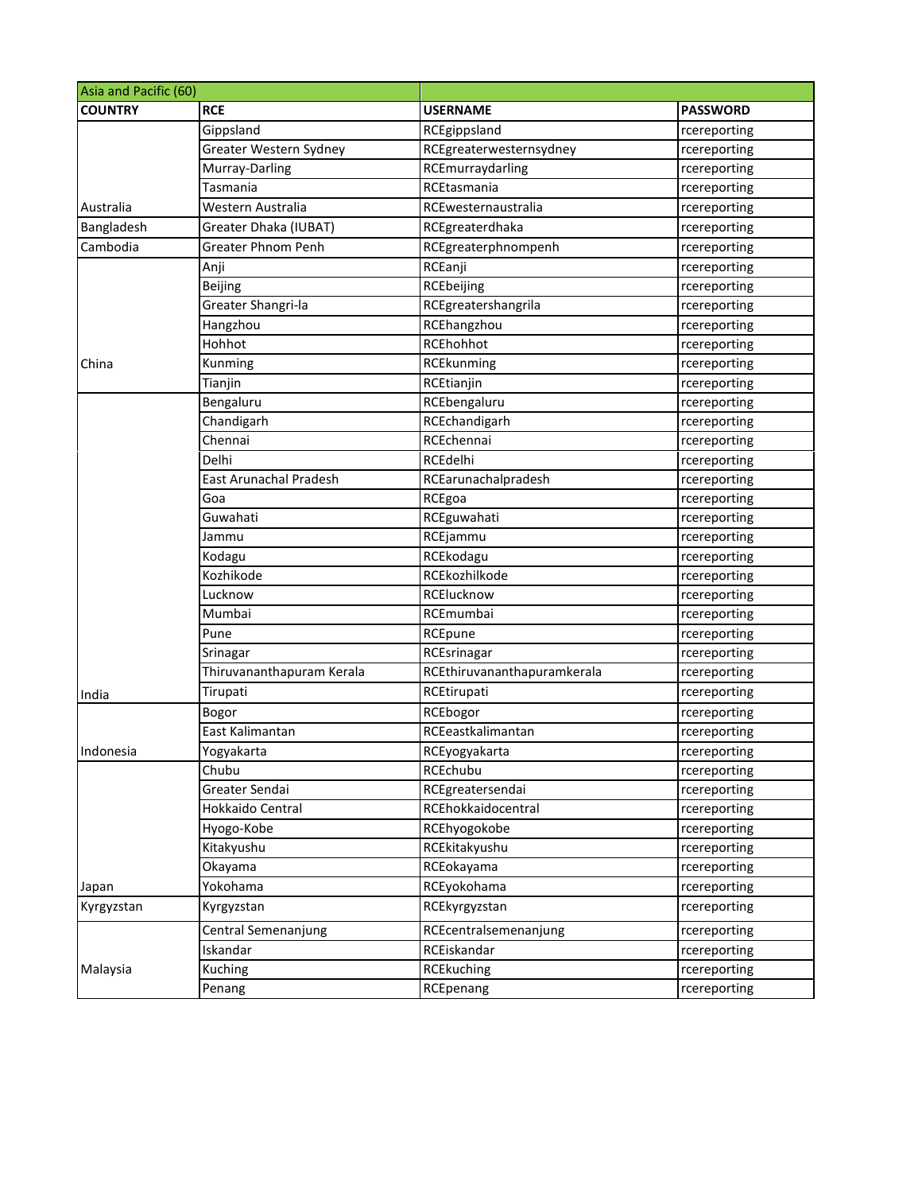| Asia and Pacific (60) | | | |
|---|---|---|---|
| **COUNTRY** | **RCE** | **USERNAME** | **PASSWORD** |
| | Gippsland | RCEgippsland | rcereporting |
| | Greater Western Sydney | RCEgreaterwesternsydney | rcereporting |
| | Murray-Darling | RCEmurraydarling | rcereporting |
| | Tasmania | RCEtasmania | rcereporting |
| Australia | Western Australia | RCEwesternaustralia | rcereporting |
| Bangladesh | Greater Dhaka (IUBAT) | RCEgreaterdhaka | rcereporting |
| Cambodia | Greater Phnom Penh | RCEgreaterphnompenh | rcereporting |
| | Anji | RCEanji | rcereporting |
| | Beijing | RCEbeijing | rcereporting |
| | Greater Shangri-la | RCEgreatershangrila | rcereporting |
| | Hangzhou | RCEhangzhou | rcereporting |
| | Hohhot | RCEhohhot | rcereporting |
| China | Kunming | RCEkunming | rcereporting |
| | Tianjin | RCEtianjin | rcereporting |
| | Bengaluru | RCEbengaluru | rcereporting |
| | Chandigarh | RCEchandigarh | rcereporting |
| | Chennai | RCEchennai | rcereporting |
| | Delhi | RCEdelhi | rcereporting |
| | East Arunachal Pradesh | RCEarunachalpradesh | rcereporting |
| | Goa | RCEgoa | rcereporting |
| | Guwahati | RCEguwahati | rcereporting |
| | Jammu | RCEjammu | rcereporting |
| | Kodagu | RCEkodagu | rcereporting |
| | Kozhikode | RCEkozhilkode | rcereporting |
| | Lucknow | RCElucknow | rcereporting |
| | Mumbai | RCEmumbai | rcereporting |
| | Pune | RCEpune | rcereporting |
| | Srinagar | RCEsrinagar | rcereporting |
| | Thiruvananthapuram Kerala | RCEthiruvananthapuramkerala | rcereporting |
| India | Tirupati | RCEtirupati | rcereporting |
| | Bogor | RCEbogor | rcereporting |
| | East Kalimantan | RCEeastkalimantan | rcereporting |
| Indonesia | Yogyakarta | RCEyogyakarta | rcereporting |
| | Chubu | RCEchubu | rcereporting |
| | Greater Sendai | RCEgreatersendai | rcereporting |
| | Hokkaido Central | RCEhokkaidocentral | rcereporting |
| | Hyogo-Kobe | RCEhyogokobe | rcereporting |
| | Kitakyushu | RCEkitakyushu | rcereporting |
| | Okayama | RCEokayama | rcereporting |
| Japan | Yokohama | RCEyokohama | rcereporting |
| Kyrgyzstan | Kyrgyzstan | RCEkyrgyzstan | rcereporting |
| | Central Semenanjung | RCEcentralsemenanjung | rcereporting |
| | Iskandar | RCEiskandar | rcereporting |
| Malaysia | Kuching | RCEkuching | rcereporting |
| | Penang | RCEpenang | rcereporting |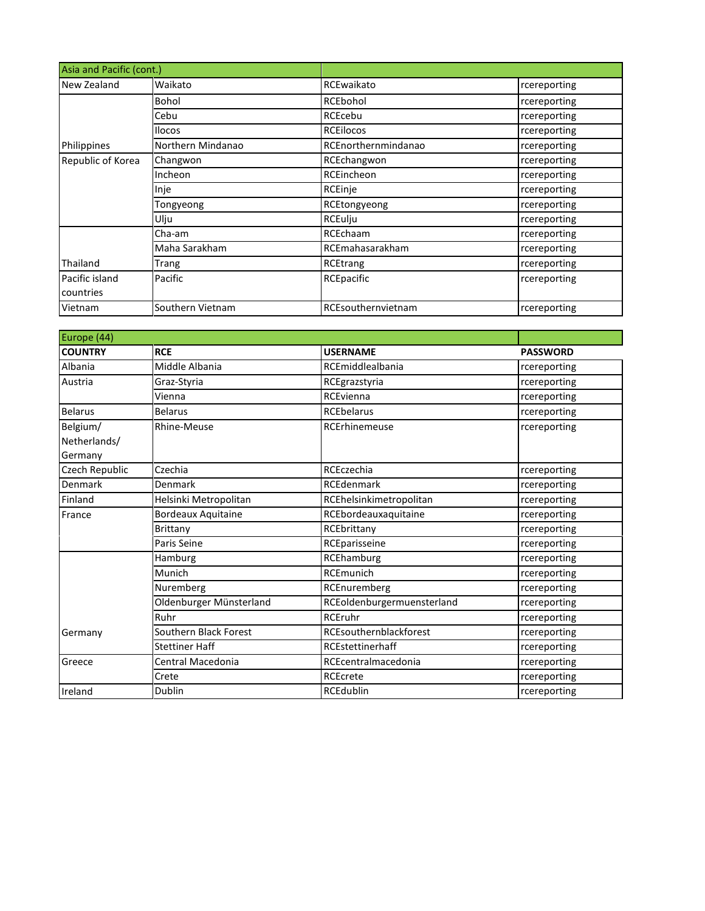| Asia and Pacific (cont.) | | | |
|---|---|---|---|
| New Zealand | Waikato | RCEwaikato | rcereporting |
| | Bohol | RCEbohol | rcereporting |
| | Cebu | RCEcebu | rcereporting |
| | Ilocos | RCEilocos | rcereporting |
| Philippines | Northern Mindanao | RCEnorthernmindanao | rcereporting |
| Republic of Korea | Changwon | RCEchangwon | rcereporting |
| | Incheon | RCEincheon | rcereporting |
| | Inje | RCEinje | rcereporting |
| | Tongyeong | RCEtongyeong | rcereporting |
| | Ulju | RCEulju | rcereporting |
| | Cha-am | RCEchaam | rcereporting |
| | Maha Sarakham | RCEmahasarakham | rcereporting |
| Thailand | Trang | RCEtrang | rcereporting |
| Pacific island countries | Pacific | RCEpacific | rcereporting |
| Vietnam | Southern Vietnam | RCEsouthernvietnam | rcereporting |

| Europe (44) | | | |
|---|---|---|---|
| **COUNTRY** | **RCE** | **USERNAME** | **PASSWORD** |
| Albania | Middle Albania | RCEmiddlealbania | rcereporting |
| Austria | Graz-Styria | RCEgrazstyria | rcereporting |
| | Vienna | RCEvienna | rcereporting |
| Belarus | Belarus | RCEbelarus | rcereporting |
| Belgium/ Netherlands/ Germany | Rhine-Meuse | RCErhinemeuse | rcereporting |
| Czech Republic | Czechia | RCEczechia | rcereporting |
| Denmark | Denmark | RCEdenmark | rcereporting |
| Finland | Helsinki Metropolitan | RCEhelsinkimetropolitan | rcereporting |
| France | Bordeaux Aquitaine | RCEbordeauxaquitaine | rcereporting |
| | Brittany | RCEbrittany | rcereporting |
| | Paris Seine | RCEparisseine | rcereporting |
| | Hamburg | RCEhamburg | rcereporting |
| | Munich | RCEmunich | rcereporting |
| | Nuremberg | RCEnuremberg | rcereporting |
| | Oldenburger Münsterland | RCEoldenburgermuensterland | rcereporting |
| | Ruhr | RCEruhr | rcereporting |
| Germany | Southern Black Forest | RCEsouthernblackforest | rcereporting |
| | Stettiner Haff | RCEstettinerhaff | rcereporting |
| Greece | Central Macedonia | RCEcentralmacedonia | rcereporting |
| | Crete | RCEcrete | rcereporting |
| Ireland | Dublin | RCEdublin | rcereporting |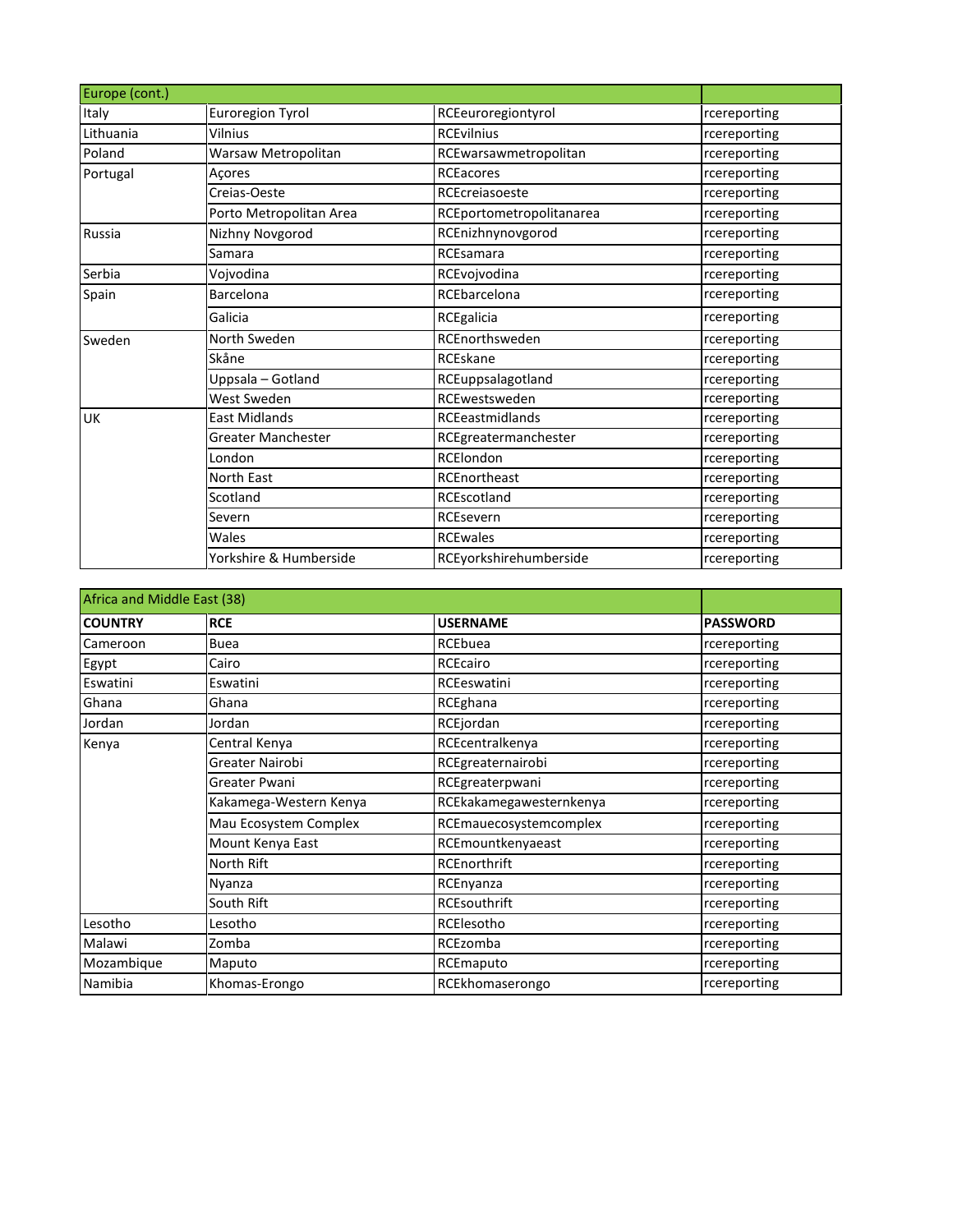| Europe (cont.) | | | |
|---|---|---|---|
| Italy | Euroregion Tyrol | RCEeuroregiontyrol | rcereporting |
| Lithuania | Vilnius | RCEvilnius | rcereporting |
| Poland | Warsaw Metropolitan | RCEwarsawmetropolitan | rcereporting |
| Portugal | Açores | RCEacores | rcereporting |
| | Creias-Oeste | RCEcreiasoeste | rcereporting |
| | Porto Metropolitan Area | RCEportometropolitanarea | rcereporting |
| Russia | Nizhny Novgorod | RCEnizhnynovgorod | rcereporting |
| | Samara | RCEsamara | rcereporting |
| Serbia | Vojvodina | RCEvojvodina | rcereporting |
| Spain | Barcelona | RCEbarcelona | rcereporting |
| | Galicia | RCEgalicia | rcereporting |
| Sweden | North Sweden | RCEnorthsweden | rcereporting |
| | Skåne | RCEskane | rcereporting |
| | Uppsala – Gotland | RCEuppsalagotland | rcereporting |
| | West Sweden | RCEwestsweden | rcereporting |
| UK | East Midlands | RCEeastmidlands | rcereporting |
| | Greater Manchester | RCEgreatermanchester | rcereporting |
| | London | RCElondon | rcereporting |
| | North East | RCEnortheast | rcereporting |
| | Scotland | RCEscotland | rcereporting |
| | Severn | RCEsevern | rcereporting |
| | Wales | RCEwales | rcereporting |
| | Yorkshire & Humberside | RCEyorkshirehumberside | rcereporting |

| Africa and Middle East (38) | | | |
|---|---|---|---|
| **COUNTRY** | **RCE** | **USERNAME** | **PASSWORD** |
| Cameroon | Buea | RCEbuea | rcereporting |
| Egypt | Cairo | RCEcairo | rcereporting |
| Eswatini | Eswatini | RCEeswatini | rcereporting |
| Ghana | Ghana | RCEghana | rcereporting |
| Jordan | Jordan | RCEjordan | rcereporting |
| Kenya | Central Kenya | RCEcentralkenya | rcereporting |
| | Greater Nairobi | RCEgreaternairobi | rcereporting |
| | Greater Pwani | RCEgreaterpwani | rcereporting |
| | Kakamega-Western Kenya | RCEkakamegawesternkenya | rcereporting |
| | Mau Ecosystem Complex | RCEmauecosystemcomplex | rcereporting |
| | Mount Kenya East | RCEmountkenyaeast | rcereporting |
| | North Rift | RCEnorthrift | rcereporting |
| | Nyanza | RCEnyanza | rcereporting |
| | South Rift | RCEsouthrift | rcereporting |
| Lesotho | Lesotho | RCElesotho | rcereporting |
| Malawi | Zomba | RCEzomba | rcereporting |
| Mozambique | Maputo | RCEmaputo | rcereporting |
| Namibia | Khomas-Erongo | RCEkhomaserongo | rcereporting |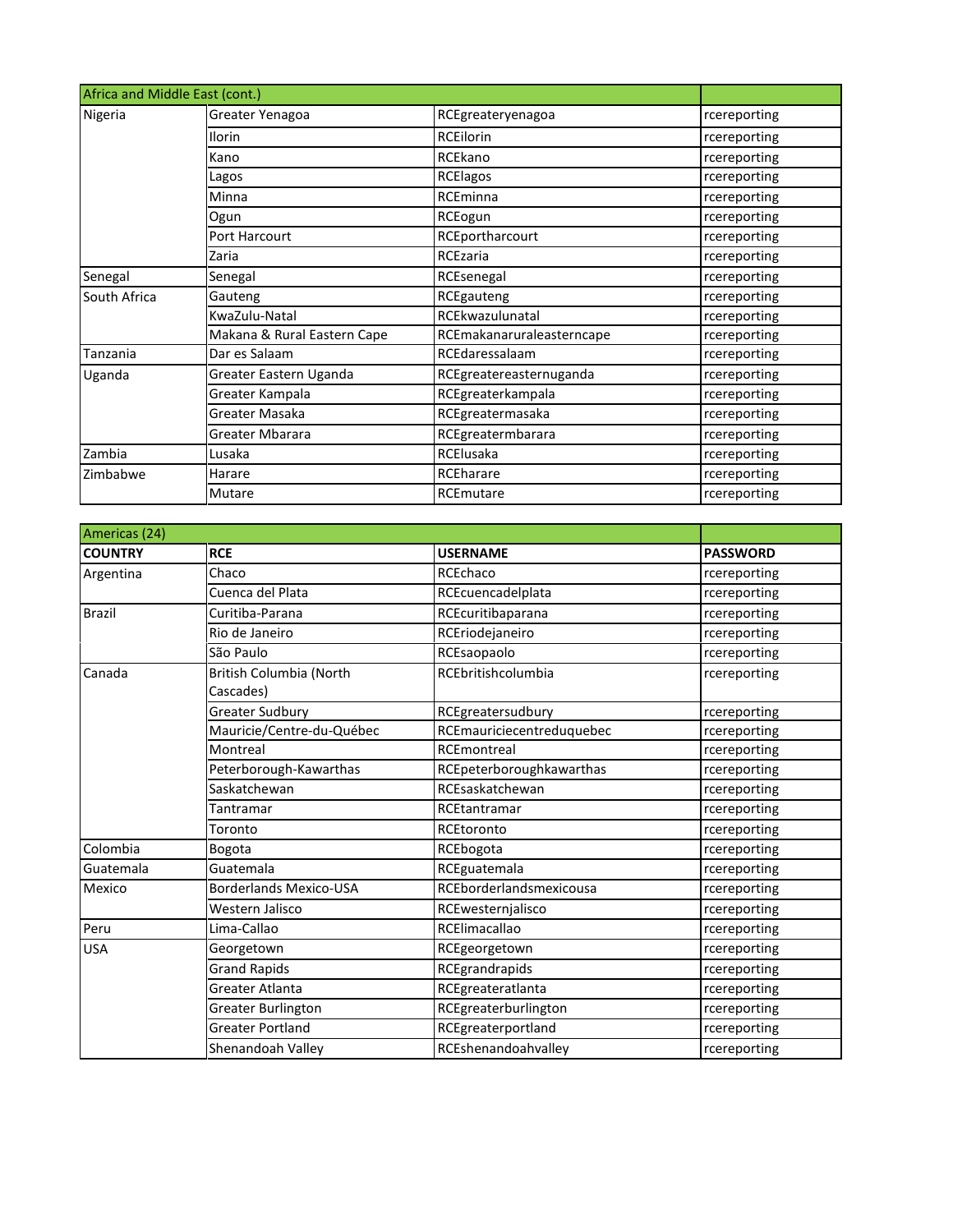| Africa and Middle East (cont.) | | | |
|---|---|---|---|
| Nigeria | Greater Yenagoa | RCEgreateryenagoa | rcereporting |
| | Ilorin | RCEilorin | rcereporting |
| | Kano | RCEkano | rcereporting |
| | Lagos | RCElagos | rcereporting |
| | Minna | RCEminna | rcereporting |
| | Ogun | RCEogun | rcereporting |
| | Port Harcourt | RCEportharcourt | rcereporting |
| | Zaria | RCEzaria | rcereporting |
| Senegal | Senegal | RCEsenegal | rcereporting |
| South Africa | Gauteng | RCEgauteng | rcereporting |
| | KwaZulu-Natal | RCEkwazulunatal | rcereporting |
| | Makana & Rural Eastern Cape | RCEmakanaruraleasterncape | rcereporting |
| Tanzania | Dar es Salaam | RCEdaressalaam | rcereporting |
| Uganda | Greater Eastern Uganda | RCEgreatereasternuganda | rcereporting |
| | Greater Kampala | RCEgreaterkampala | rcereporting |
| | Greater Masaka | RCEgreatermasaka | rcereporting |
| | Greater Mbarara | RCEgreatermbarara | rcereporting |
| Zambia | Lusaka | RCElusaka | rcereporting |
| Zimbabwe | Harare | RCEharare | rcereporting |
| | Mutare | RCEmutare | rcereporting |

| Americas (24) | | | |
|---|---|---|---|
| **COUNTRY** | **RCE** | **USERNAME** | **PASSWORD** |
| Argentina | Chaco | RCEchaco | rcereporting |
| | Cuenca del Plata | RCEcuencadelplata | rcereporting |
| Brazil | Curitiba-Parana | RCEcuritibaparana | rcereporting |
| | Rio de Janeiro | RCEriodejaneiro | rcereporting |
| | São Paulo | RCEsaopaolo | rcereporting |
| Canada | British Columbia (North Cascades) | RCEbritishcolumbia | rcereporting |
| | Greater Sudbury | RCEgreatersudbury | rcereporting |
| | Mauricie/Centre-du-Québec | RCEmauriciecentreduquebec | rcereporting |
| | Montreal | RCEmontreal | rcereporting |
| | Peterborough-Kawarthas | RCEpeterboroughkawarthas | rcereporting |
| | Saskatchewan | RCEsaskatchewan | rcereporting |
| | Tantramar | RCEtantramar | rcereporting |
| | Toronto | RCEtoronto | rcereporting |
| Colombia | Bogota | RCEbogota | rcereporting |
| Guatemala | Guatemala | RCEguatemala | rcereporting |
| Mexico | Borderlands Mexico-USA | RCEborderlandsmexicousa | rcereporting |
| | Western Jalisco | RCEwesternjalisco | rcereporting |
| Peru | Lima-Callao | RCElimacallao | rcereporting |
| USA | Georgetown | RCEgeorgetown | rcereporting |
| | Grand Rapids | RCEgrandrapids | rcereporting |
| | Greater Atlanta | RCEgreateratlanta | rcereporting |
| | Greater Burlington | RCEgreaterburlington | rcereporting |
| | Greater Portland | RCEgreaterportland | rcereporting |
| | Shenandoah Valley | RCEshenandoahvalley | rcereporting |